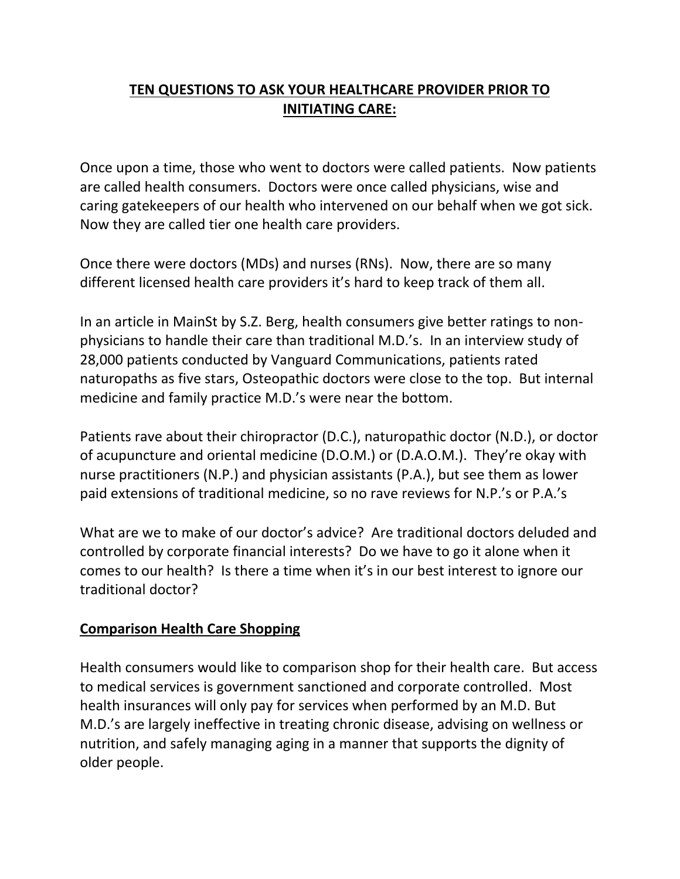## TEN QUESTIONS TO ASK YOUR HEALTHCARE PROVIDER PRIOR TO INITIATING CARE:

Once upon a time, those who went to doctors were called patients. Now patients are called health consumers. Doctors were once called physicians, wise and caring gatekeepers of our health who intervened on our behalf when we got sick. Now they are called tier one health care providers.

Once there were doctors (MDs) and nurses (RNs). Now, there are so many different licensed health care providers it's hard to keep track of them all.

In an article in MainSt by S.Z. Berg, health consumers give better ratings to non-physicians to handle their care than traditional M.D.'s. In an interview study of 28,000 patients conducted by Vanguard Communications, patients rated naturopaths as five stars, Osteopathic doctors were close to the top. But internal medicine and family practice M.D.'s were near the bottom.

Patients rave about their chiropractor (D.C.), naturopathic doctor (N.D.), or doctor of acupuncture and oriental medicine (D.O.M.) or (D.A.O.M.). They're okay with nurse practitioners (N.P.) and physician assistants (P.A.), but see them as lower paid extensions of traditional medicine, so no rave reviews for N.P.'s or P.A.'s

What are we to make of our doctor's advice? Are traditional doctors deluded and controlled by corporate financial interests? Do we have to go it alone when it comes to our health? Is there a time when it's in our best interest to ignore our traditional doctor?

### Comparison Health Care Shopping

Health consumers would like to comparison shop for their health care. But access to medical services is government sanctioned and corporate controlled. Most health insurances will only pay for services when performed by an M.D. But M.D.'s are largely ineffective in treating chronic disease, advising on wellness or nutrition, and safely managing aging in a manner that supports the dignity of older people.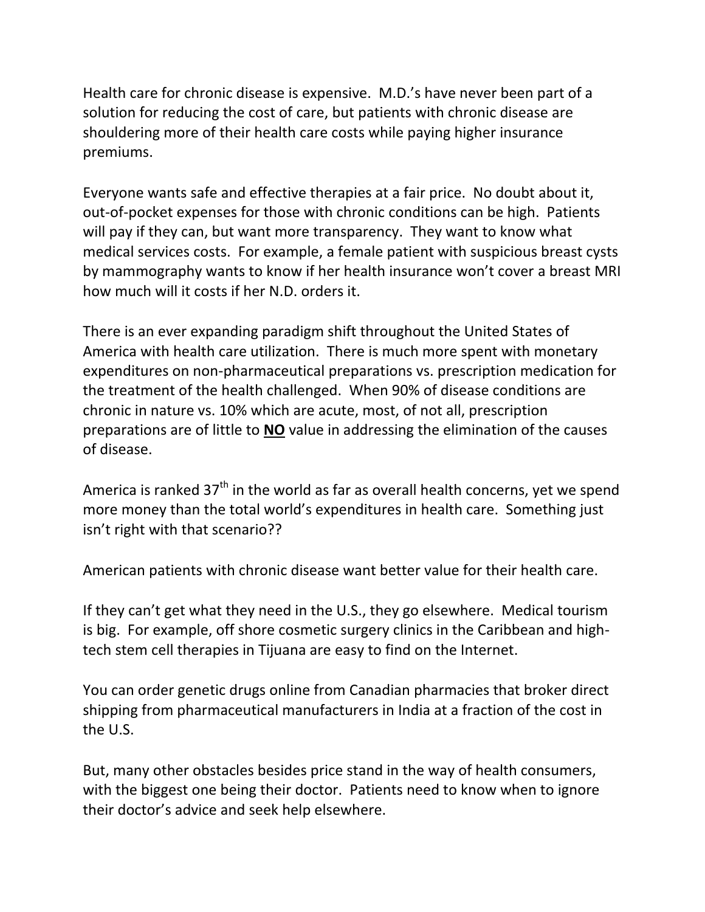Health care for chronic disease is expensive. M.D.'s have never been part of a solution for reducing the cost of care, but patients with chronic disease are shouldering more of their health care costs while paying higher insurance premiums.

Everyone wants safe and effective therapies at a fair price. No doubt about it, out-of-pocket expenses for those with chronic conditions can be high. Patients will pay if they can, but want more transparency. They want to know what medical services costs. For example, a female patient with suspicious breast cysts by mammography wants to know if her health insurance won't cover a breast MRI how much will it costs if her N.D. orders it.

There is an ever expanding paradigm shift throughout the United States of America with health care utilization. There is much more spent with monetary expenditures on non-pharmaceutical preparations vs. prescription medication for the treatment of the health challenged. When 90% of disease conditions are chronic in nature vs. 10% which are acute, most, of not all, prescription preparations are of little to <u>**NO**</u> value in addressing the elimination of the causes of disease.

America is ranked 37th in the world as far as overall health concerns, yet we spend more money than the total world's expenditures in health care. Something just isn't right with that scenario??

American patients with chronic disease want better value for their health care.

If they can't get what they need in the U.S., they go elsewhere. Medical tourism is big. For example, off shore cosmetic surgery clinics in the Caribbean and high-tech stem cell therapies in Tijuana are easy to find on the Internet.

You can order genetic drugs online from Canadian pharmacies that broker direct shipping from pharmaceutical manufacturers in India at a fraction of the cost in the U.S.

But, many other obstacles besides price stand in the way of health consumers, with the biggest one being their doctor. Patients need to know when to ignore their doctor's advice and seek help elsewhere.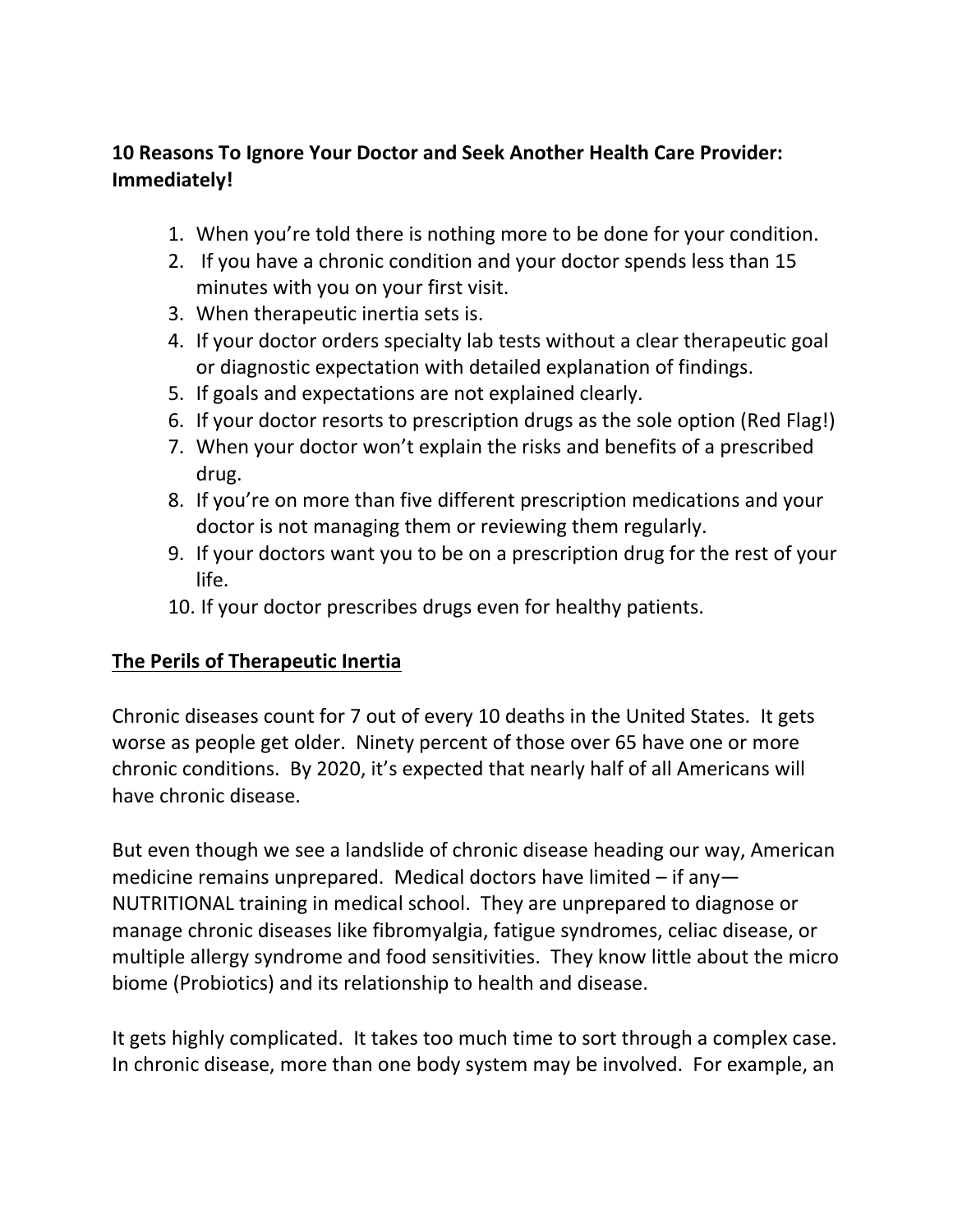**10 Reasons To Ignore Your Doctor and Seek Another Health Care Provider: Immediately!**

1. When you're told there is nothing more to be done for your condition.
2. If you have a chronic condition and your doctor spends less than 15 minutes with you on your first visit.
3. When therapeutic inertia sets is.
4. If your doctor orders specialty lab tests without a clear therapeutic goal or diagnostic expectation with detailed explanation of findings.
5. If goals and expectations are not explained clearly.
6. If your doctor resorts to prescription drugs as the sole option (Red Flag!)
7. When your doctor won't explain the risks and benefits of a prescribed drug.
8. If you're on more than five different prescription medications and your doctor is not managing them or reviewing them regularly.
9. If your doctors want you to be on a prescription drug for the rest of your life.
10. If your doctor prescribes drugs even for healthy patients.

## The Perils of Therapeutic Inertia

Chronic diseases count for 7 out of every 10 deaths in the United States. It gets worse as people get older. Ninety percent of those over 65 have one or more chronic conditions. By 2020, it's expected that nearly half of all Americans will have chronic disease.

But even though we see a landslide of chronic disease heading our way, American medicine remains unprepared. Medical doctors have limited – if any— NUTRITIONAL training in medical school. They are unprepared to diagnose or manage chronic diseases like fibromyalgia, fatigue syndromes, celiac disease, or multiple allergy syndrome and food sensitivities. They know little about the micro biome (Probiotics) and its relationship to health and disease.

It gets highly complicated. It takes too much time to sort through a complex case. In chronic disease, more than one body system may be involved. For example, an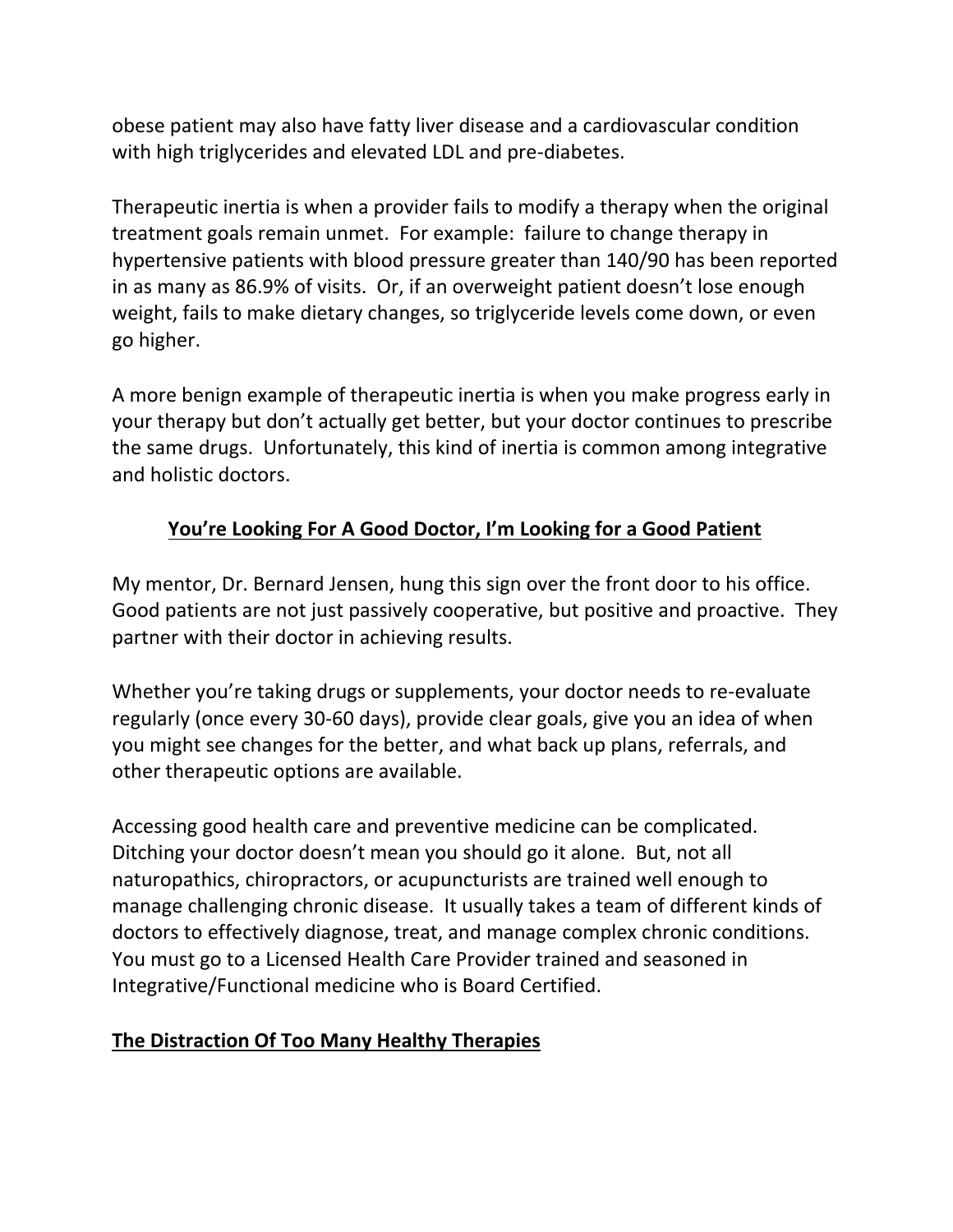obese patient may also have fatty liver disease and a cardiovascular condition with high triglycerides and elevated LDL and pre-diabetes.

Therapeutic inertia is when a provider fails to modify a therapy when the original treatment goals remain unmet. For example: failure to change therapy in hypertensive patients with blood pressure greater than 140/90 has been reported in as many as 86.9% of visits. Or, if an overweight patient doesn't lose enough weight, fails to make dietary changes, so triglyceride levels come down, or even go higher.

A more benign example of therapeutic inertia is when you make progress early in your therapy but don't actually get better, but your doctor continues to prescribe the same drugs. Unfortunately, this kind of inertia is common among integrative and holistic doctors.

## <u>You're Looking For A Good Doctor, I'm Looking for a Good Patient</u>

My mentor, Dr. Bernard Jensen, hung this sign over the front door to his office. Good patients are not just passively cooperative, but positive and proactive. They partner with their doctor in achieving results.

Whether you're taking drugs or supplements, your doctor needs to re-evaluate regularly (once every 30-60 days), provide clear goals, give you an idea of when you might see changes for the better, and what back up plans, referrals, and other therapeutic options are available.

Accessing good health care and preventive medicine can be complicated. Ditching your doctor doesn't mean you should go it alone. But, not all naturopathics, chiropractors, or acupuncturists are trained well enough to manage challenging chronic disease. It usually takes a team of different kinds of doctors to effectively diagnose, treat, and manage complex chronic conditions. You must go to a Licensed Health Care Provider trained and seasoned in Integrative/Functional medicine who is Board Certified.

## <u>The Distraction Of Too Many Healthy Therapies</u>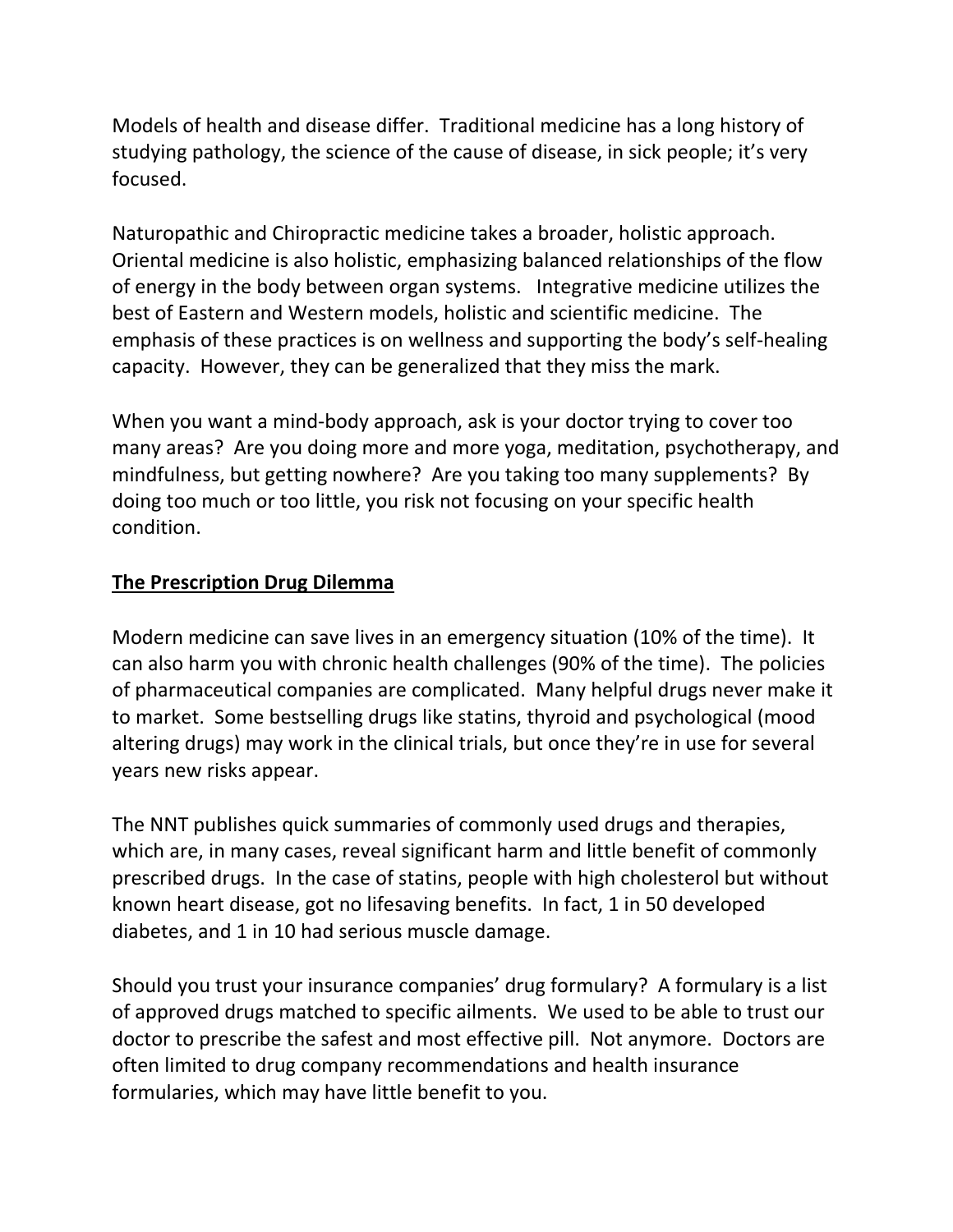Models of health and disease differ. Traditional medicine has a long history of studying pathology, the science of the cause of disease, in sick people; it's very focused.

Naturopathic and Chiropractic medicine takes a broader, holistic approach. Oriental medicine is also holistic, emphasizing balanced relationships of the flow of energy in the body between organ systems. Integrative medicine utilizes the best of Eastern and Western models, holistic and scientific medicine. The emphasis of these practices is on wellness and supporting the body's self-healing capacity. However, they can be generalized that they miss the mark.

When you want a mind-body approach, ask is your doctor trying to cover too many areas? Are you doing more and more yoga, meditation, psychotherapy, and mindfulness, but getting nowhere? Are you taking too many supplements? By doing too much or too little, you risk not focusing on your specific health condition.

**The Prescription Drug Dilemma**

Modern medicine can save lives in an emergency situation (10% of the time). It can also harm you with chronic health challenges (90% of the time). The policies of pharmaceutical companies are complicated. Many helpful drugs never make it to market. Some bestselling drugs like statins, thyroid and psychological (mood altering drugs) may work in the clinical trials, but once they're in use for several years new risks appear.

The NNT publishes quick summaries of commonly used drugs and therapies, which are, in many cases, reveal significant harm and little benefit of commonly prescribed drugs. In the case of statins, people with high cholesterol but without known heart disease, got no lifesaving benefits. In fact, 1 in 50 developed diabetes, and 1 in 10 had serious muscle damage.

Should you trust your insurance companies' drug formulary? A formulary is a list of approved drugs matched to specific ailments. We used to be able to trust our doctor to prescribe the safest and most effective pill. Not anymore. Doctors are often limited to drug company recommendations and health insurance formularies, which may have little benefit to you.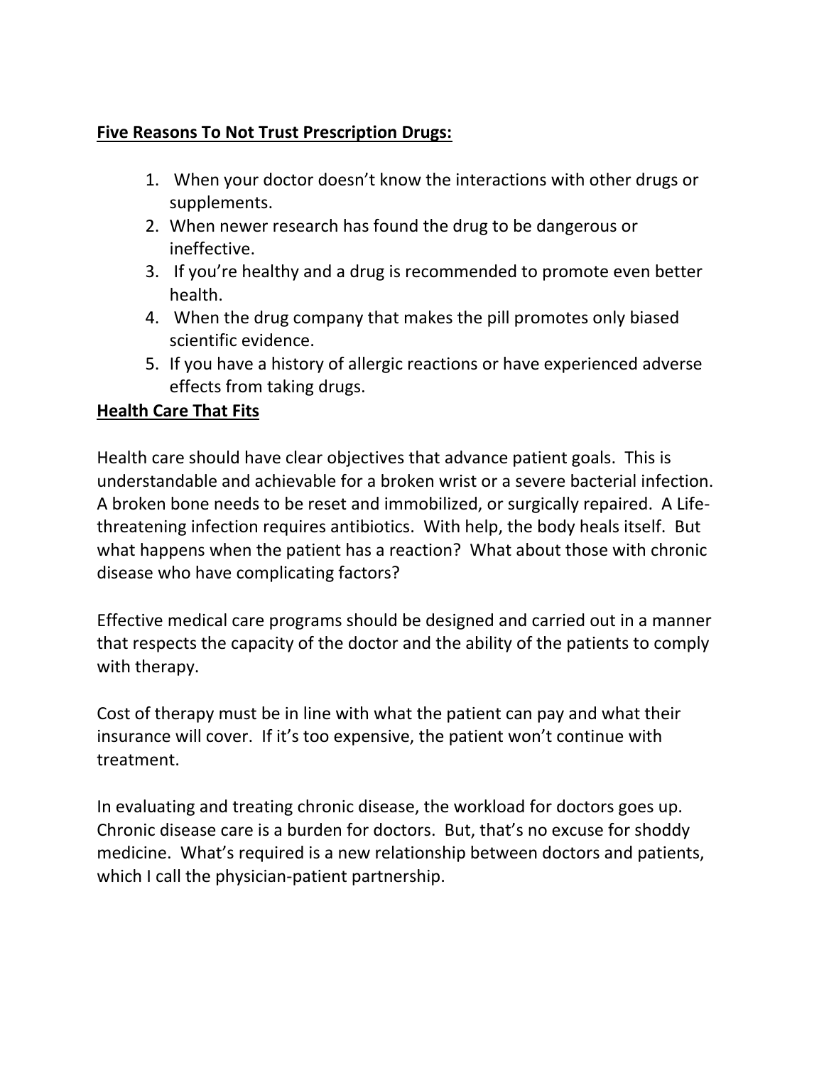**Five Reasons To Not Trust Prescription Drugs:**

1. When your doctor doesn't know the interactions with other drugs or supplements.
2. When newer research has found the drug to be dangerous or ineffective.
3. If you're healthy and a drug is recommended to promote even better health.
4. When the drug company that makes the pill promotes only biased scientific evidence.
5. If you have a history of allergic reactions or have experienced adverse effects from taking drugs.

**Health Care That Fits**

Health care should have clear objectives that advance patient goals. This is understandable and achievable for a broken wrist or a severe bacterial infection. A broken bone needs to be reset and immobilized, or surgically repaired. A Life-threatening infection requires antibiotics. With help, the body heals itself. But what happens when the patient has a reaction? What about those with chronic disease who have complicating factors?

Effective medical care programs should be designed and carried out in a manner that respects the capacity of the doctor and the ability of the patients to comply with therapy.

Cost of therapy must be in line with what the patient can pay and what their insurance will cover. If it's too expensive, the patient won't continue with treatment.

In evaluating and treating chronic disease, the workload for doctors goes up. Chronic disease care is a burden for doctors. But, that's no excuse for shoddy medicine. What's required is a new relationship between doctors and patients, which I call the physician-patient partnership.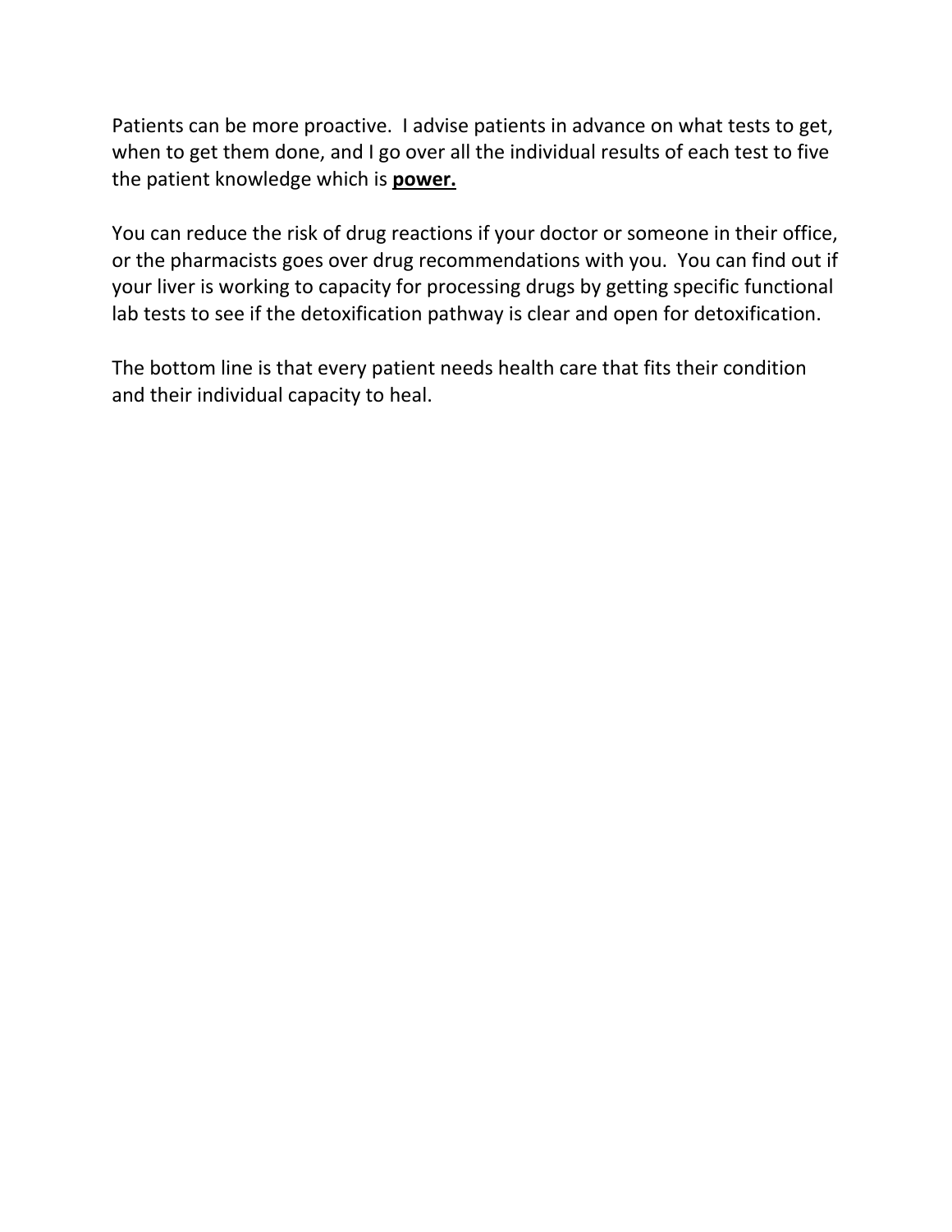Patients can be more proactive. I advise patients in advance on what tests to get, when to get them done, and I go over all the individual results of each test to five the patient knowledge which is **<u>power.</u>**

You can reduce the risk of drug reactions if your doctor or someone in their office, or the pharmacists goes over drug recommendations with you. You can find out if your liver is working to capacity for processing drugs by getting specific functional lab tests to see if the detoxification pathway is clear and open for detoxification.

The bottom line is that every patient needs health care that fits their condition and their individual capacity to heal.